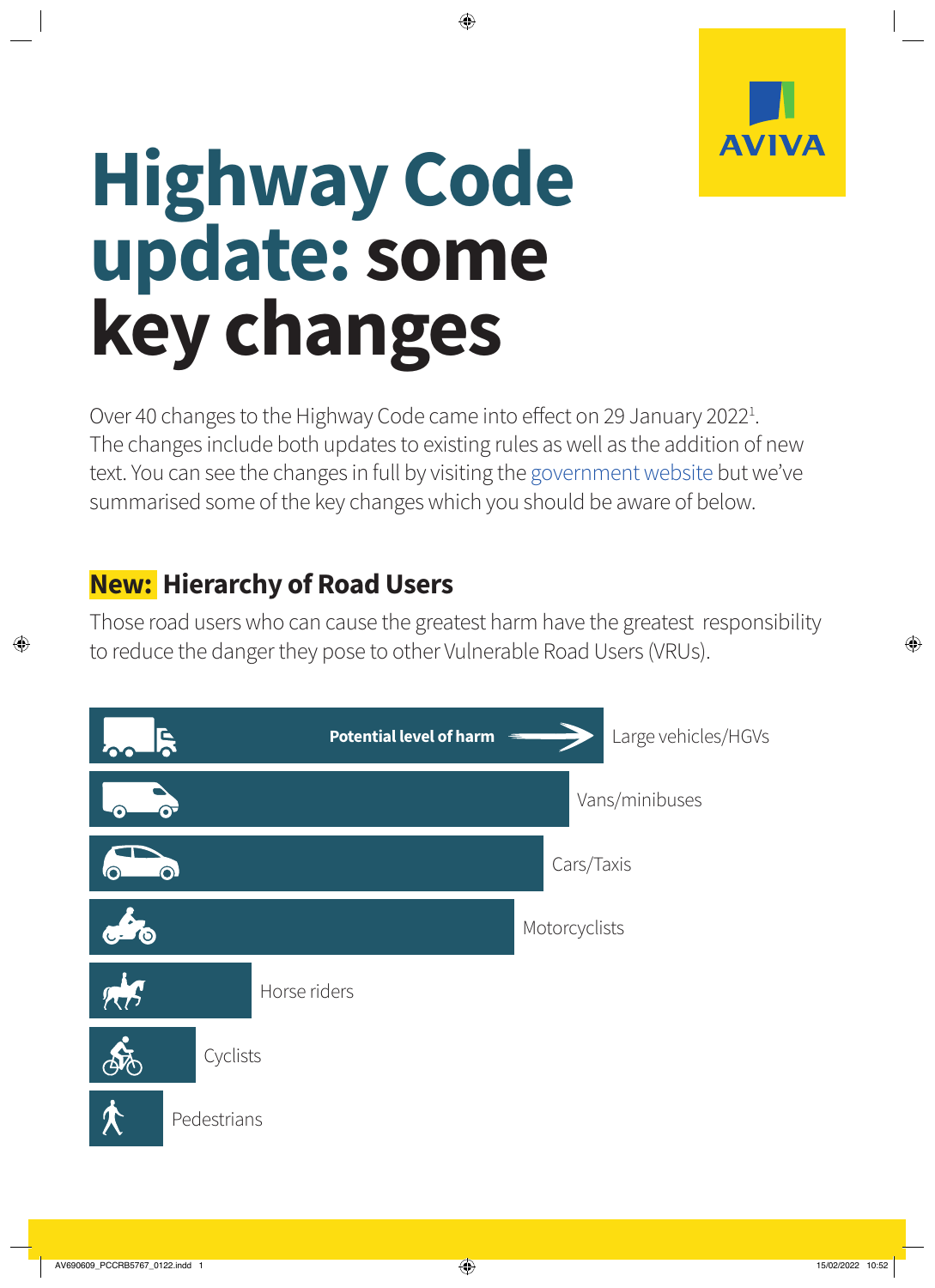# Highway Code update: some key changes

Over 40 changes to the Highway Code came into effect on 29 January 2022[1]. The changes include both updates to existing rules as well as the addition of new text. You can see the changes in full by visiting the government website but we've summarised some of the key changes which you should be aware of below.

## New: Hierarchy of Road Users

Those road users who can cause the greatest harm have the greatest responsibility to reduce the danger they pose to other Vulnerable Road Users (VRUs).

Potential level of harm →

- Large vehicles/HGVs
- Vans/minibuses
- Cars/Taxis
- Motorcyclists
- Horse riders
- Cyclists
- Pedestrians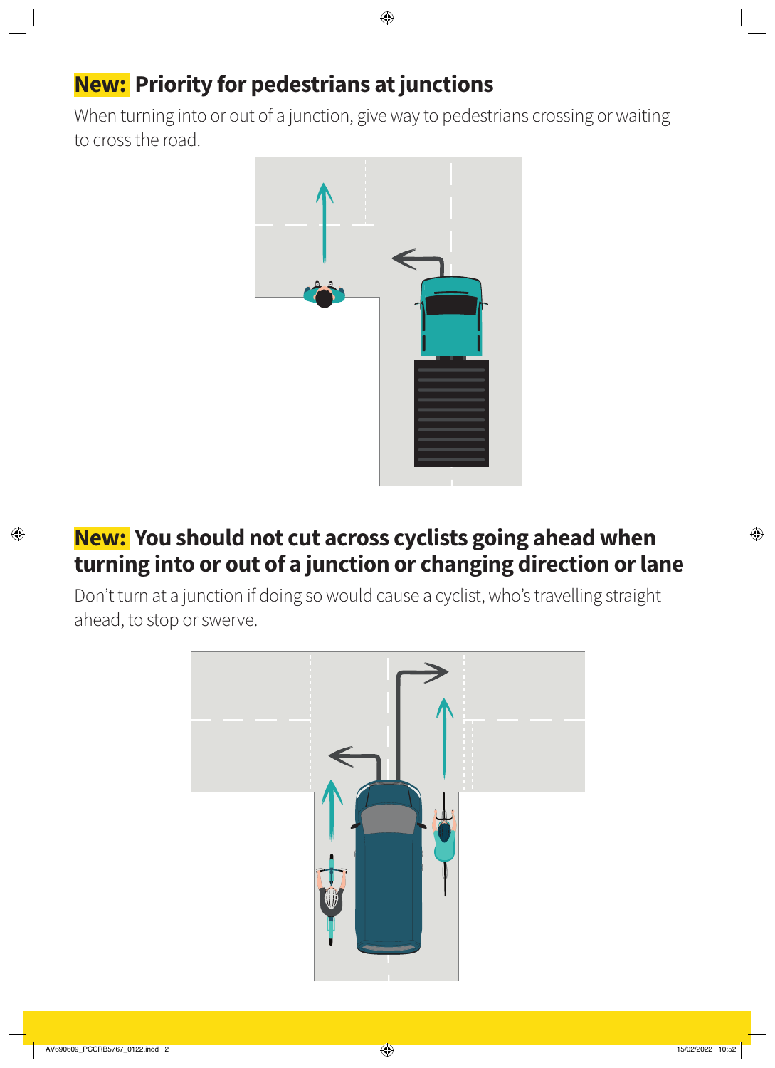## **New:** Priority for pedestrians at junctions

When turning into or out of a junction, give way to pedestrians crossing or waiting to cross the road.

## **New:** You should not cut across cyclists going ahead when turning into or out of a junction or changing direction or lane

Don't turn at a junction if doing so would cause a cyclist, who's travelling straight ahead, to stop or swerve.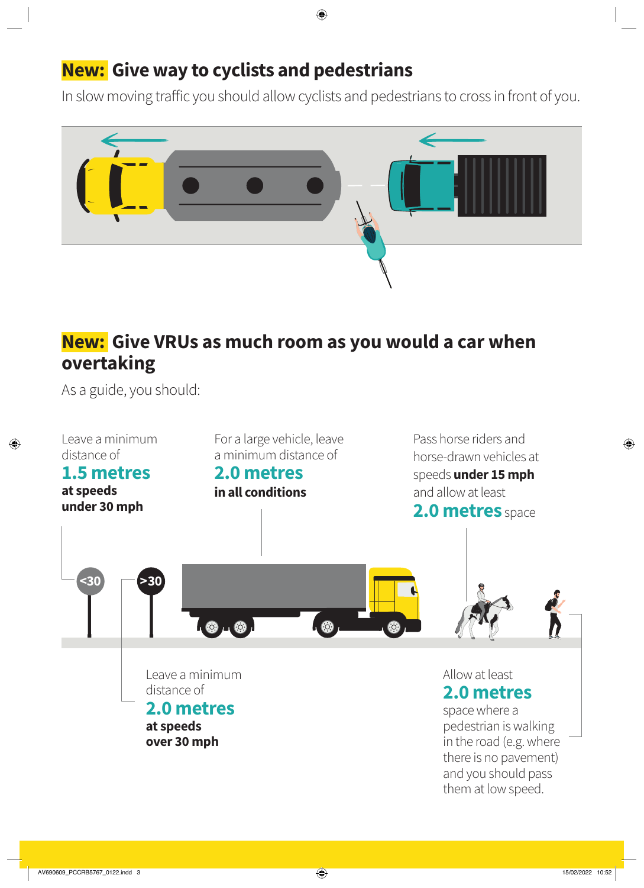## New: Give way to cyclists and pedestrians

In slow moving traffic you should allow cyclists and pedestrians to cross in front of you.

## New: Give VRUs as much room as you would a car when overtaking

As a guide, you should:

Leave a minimum distance of **1.5 metres** **at speeds under 30 mph**

For a large vehicle, leave a minimum distance of **2.0 metres** **in all conditions**

Pass horse riders and horse-drawn vehicles at speeds **under 15 mph** and allow at least **2.0 metres** space

Leave a minimum distance of **2.0 metres** **at speeds over 30 mph**

Allow at least **2.0 metres** space where a pedestrian is walking in the road (e.g. where there is no pavement) and you should pass them at low speed.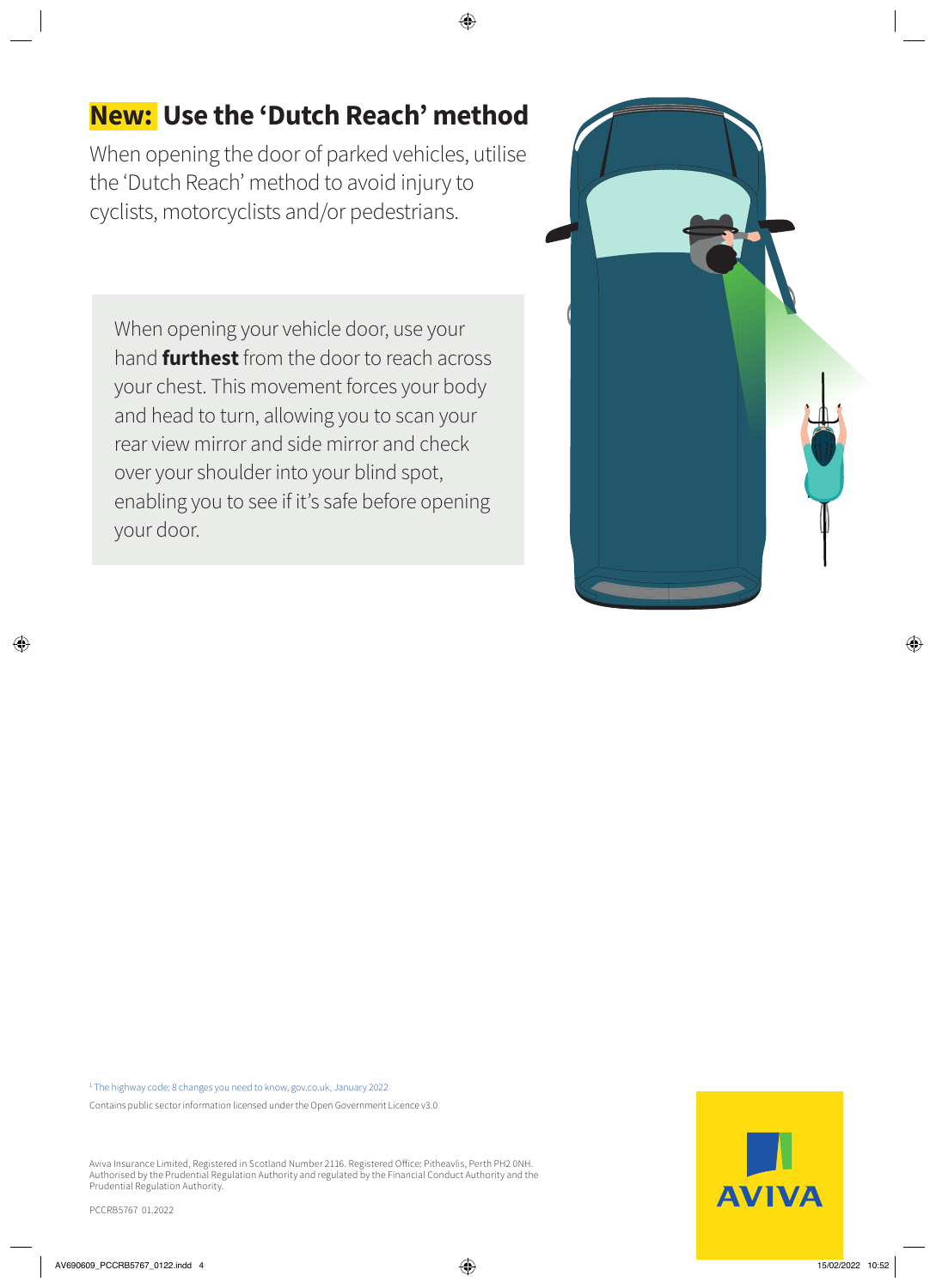## **New:** Use the 'Dutch Reach' method

When opening the door of parked vehicles, utilise the 'Dutch Reach' method to avoid injury to cyclists, motorcyclists and/or pedestrians.

When opening your vehicle door, use your hand **furthest** from the door to reach across your chest. This movement forces your body and head to turn, allowing you to scan your rear view mirror and side mirror and check over your shoulder into your blind spot, enabling you to see if it's safe before opening your door.

[1] The highway code: 8 changes you need to know, gov.co.uk, January 2022

Contains public sector information licensed under the Open Government Licence v3.0

Aviva Insurance Limited, Registered in Scotland Number 2116. Registered Office: Pitheavlis, Perth PH2 0NH. Authorised by the Prudential Regulation Authority and regulated by the Financial Conduct Authority and the Prudential Regulation Authority.

PCCRB5767 01.2022

AVIVA